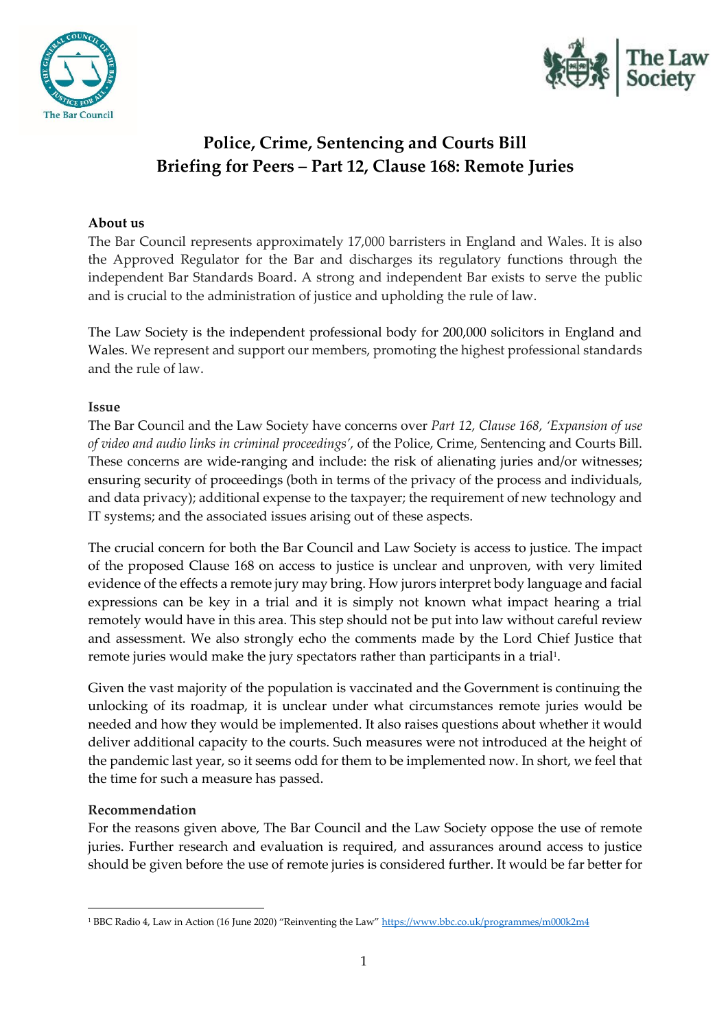# Police, Crime, Sentencing and Courts Bill
# Briefing for Peers – Part 12, Clause 168: Remote Juries

**About us**

The Bar Council represents approximately 17,000 barristers in England and Wales. It is also the Approved Regulator for the Bar and discharges its regulatory functions through the independent Bar Standards Board. A strong and independent Bar exists to serve the public and is crucial to the administration of justice and upholding the rule of law.

The Law Society is the independent professional body for 200,000 solicitors in England and Wales. We represent and support our members, promoting the highest professional standards and the rule of law.

**Issue**

The Bar Council and the Law Society have concerns over *Part 12, Clause 168, 'Expansion of use of video and audio links in criminal proceedings',* of the Police, Crime, Sentencing and Courts Bill. These concerns are wide-ranging and include: the risk of alienating juries and/or witnesses; ensuring security of proceedings (both in terms of the privacy of the process and individuals, and data privacy); additional expense to the taxpayer; the requirement of new technology and IT systems; and the associated issues arising out of these aspects.

The crucial concern for both the Bar Council and Law Society is access to justice. The impact of the proposed Clause 168 on access to justice is unclear and unproven, with very limited evidence of the effects a remote jury may bring. How jurors interpret body language and facial expressions can be key in a trial and it is simply not known what impact hearing a trial remotely would have in this area. This step should not be put into law without careful review and assessment. We also strongly echo the comments made by the Lord Chief Justice that remote juries would make the jury spectators rather than participants in a trial[1].

Given the vast majority of the population is vaccinated and the Government is continuing the unlocking of its roadmap, it is unclear under what circumstances remote juries would be needed and how they would be implemented. It also raises questions about whether it would deliver additional capacity to the courts. Such measures were not introduced at the height of the pandemic last year, so it seems odd for them to be implemented now. In short, we feel that the time for such a measure has passed.

**Recommendation**

For the reasons given above, The Bar Council and the Law Society oppose the use of remote juries. Further research and evaluation is required, and assurances around access to justice should be given before the use of remote juries is considered further. It would be far better for

[1] BBC Radio 4, Law in Action (16 June 2020) "Reinventing the Law" https://www.bbc.co.uk/programmes/m000k2m4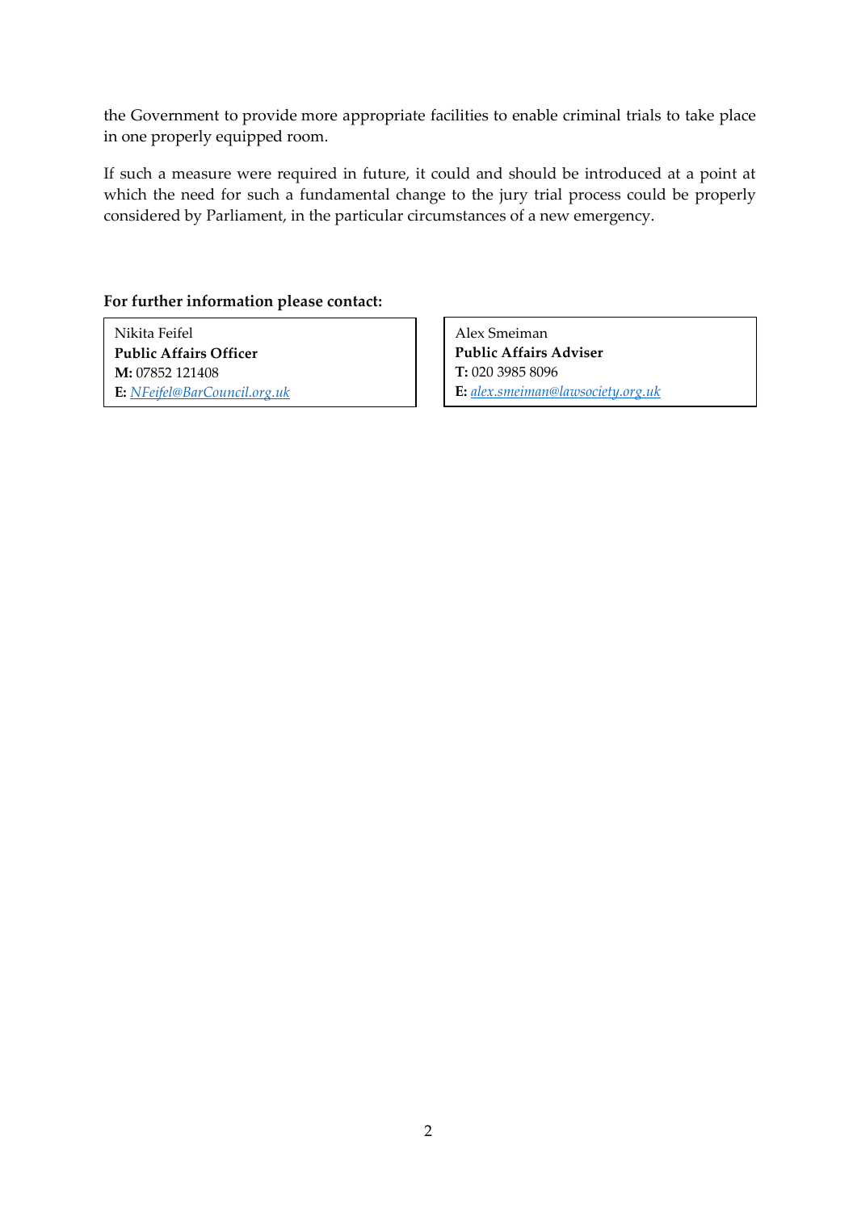the Government to provide more appropriate facilities to enable criminal trials to take place in one properly equipped room.

If such a measure were required in future, it could and should be introduced at a point at which the need for such a fundamental change to the jury trial process could be properly considered by Parliament, in the particular circumstances of a new emergency.

**For further information please contact:**

| | |
|---|---|
| Nikita Feifel<br>**Public Affairs Officer**<br>**M:** 07852 121408<br>**E:** *NFeifel@BarCouncil.org.uk* | Alex Smeiman<br>**Public Affairs Adviser**<br>**T:** 020 3985 8096<br>**E:** *alex.smeiman@lawsociety.org.uk* |